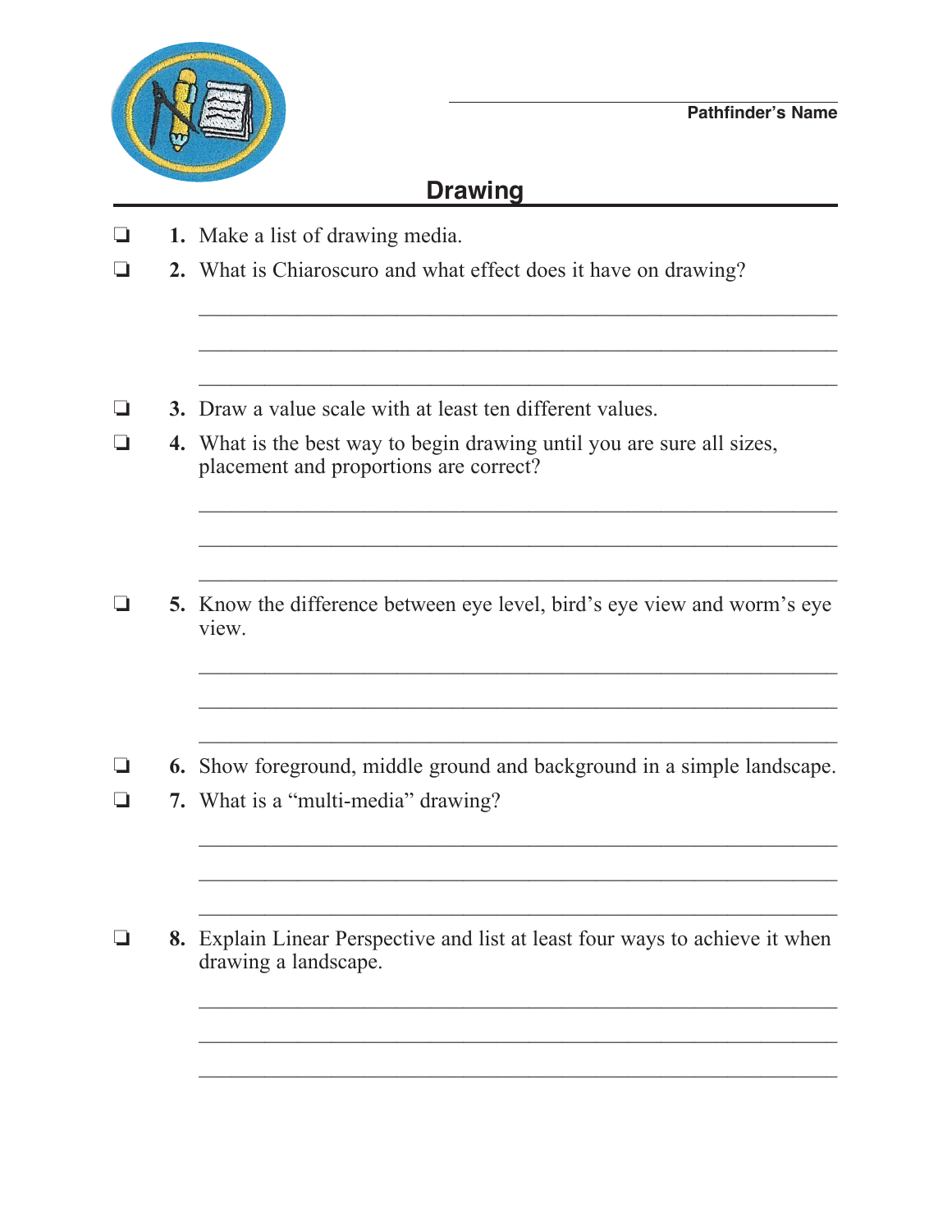Pathfinder's Name

# Drawing

❏ **1.** Make a list of drawing media.

❏ **2.** What is Chiaroscuro and what effect does it have on drawing?

\_\_\_\_\_\_\_\_\_\_\_\_\_\_\_\_\_\_\_\_\_\_\_\_\_\_\_\_\_\_\_\_\_\_\_\_\_\_\_\_\_\_\_\_\_\_\_\_\_\_\_\_\_\_

\_\_\_\_\_\_\_\_\_\_\_\_\_\_\_\_\_\_\_\_\_\_\_\_\_\_\_\_\_\_\_\_\_\_\_\_\_\_\_\_\_\_\_\_\_\_\_\_\_\_\_\_\_\_

\_\_\_\_\_\_\_\_\_\_\_\_\_\_\_\_\_\_\_\_\_\_\_\_\_\_\_\_\_\_\_\_\_\_\_\_\_\_\_\_\_\_\_\_\_\_\_\_\_\_\_\_\_\_

❏ **3.** Draw a value scale with at least ten different values.

❏ **4.** What is the best way to begin drawing until you are sure all sizes, placement and proportions are correct?

\_\_\_\_\_\_\_\_\_\_\_\_\_\_\_\_\_\_\_\_\_\_\_\_\_\_\_\_\_\_\_\_\_\_\_\_\_\_\_\_\_\_\_\_\_\_\_\_\_\_\_\_\_\_

\_\_\_\_\_\_\_\_\_\_\_\_\_\_\_\_\_\_\_\_\_\_\_\_\_\_\_\_\_\_\_\_\_\_\_\_\_\_\_\_\_\_\_\_\_\_\_\_\_\_\_\_\_\_

\_\_\_\_\_\_\_\_\_\_\_\_\_\_\_\_\_\_\_\_\_\_\_\_\_\_\_\_\_\_\_\_\_\_\_\_\_\_\_\_\_\_\_\_\_\_\_\_\_\_\_\_\_\_

❏ **5.** Know the difference between eye level, bird's eye view and worm's eye view.

\_\_\_\_\_\_\_\_\_\_\_\_\_\_\_\_\_\_\_\_\_\_\_\_\_\_\_\_\_\_\_\_\_\_\_\_\_\_\_\_\_\_\_\_\_\_\_\_\_\_\_\_\_\_

\_\_\_\_\_\_\_\_\_\_\_\_\_\_\_\_\_\_\_\_\_\_\_\_\_\_\_\_\_\_\_\_\_\_\_\_\_\_\_\_\_\_\_\_\_\_\_\_\_\_\_\_\_\_

\_\_\_\_\_\_\_\_\_\_\_\_\_\_\_\_\_\_\_\_\_\_\_\_\_\_\_\_\_\_\_\_\_\_\_\_\_\_\_\_\_\_\_\_\_\_\_\_\_\_\_\_\_\_

❏ **6.** Show foreground, middle ground and background in a simple landscape.

❏ **7.** What is a "multi-media" drawing?

\_\_\_\_\_\_\_\_\_\_\_\_\_\_\_\_\_\_\_\_\_\_\_\_\_\_\_\_\_\_\_\_\_\_\_\_\_\_\_\_\_\_\_\_\_\_\_\_\_\_\_\_\_\_

\_\_\_\_\_\_\_\_\_\_\_\_\_\_\_\_\_\_\_\_\_\_\_\_\_\_\_\_\_\_\_\_\_\_\_\_\_\_\_\_\_\_\_\_\_\_\_\_\_\_\_\_\_\_

\_\_\_\_\_\_\_\_\_\_\_\_\_\_\_\_\_\_\_\_\_\_\_\_\_\_\_\_\_\_\_\_\_\_\_\_\_\_\_\_\_\_\_\_\_\_\_\_\_\_\_\_\_\_

❏ **8.** Explain Linear Perspective and list at least four ways to achieve it when drawing a landscape.

\_\_\_\_\_\_\_\_\_\_\_\_\_\_\_\_\_\_\_\_\_\_\_\_\_\_\_\_\_\_\_\_\_\_\_\_\_\_\_\_\_\_\_\_\_\_\_\_\_\_\_\_\_\_

\_\_\_\_\_\_\_\_\_\_\_\_\_\_\_\_\_\_\_\_\_\_\_\_\_\_\_\_\_\_\_\_\_\_\_\_\_\_\_\_\_\_\_\_\_\_\_\_\_\_\_\_\_\_

\_\_\_\_\_\_\_\_\_\_\_\_\_\_\_\_\_\_\_\_\_\_\_\_\_\_\_\_\_\_\_\_\_\_\_\_\_\_\_\_\_\_\_\_\_\_\_\_\_\_\_\_\_\_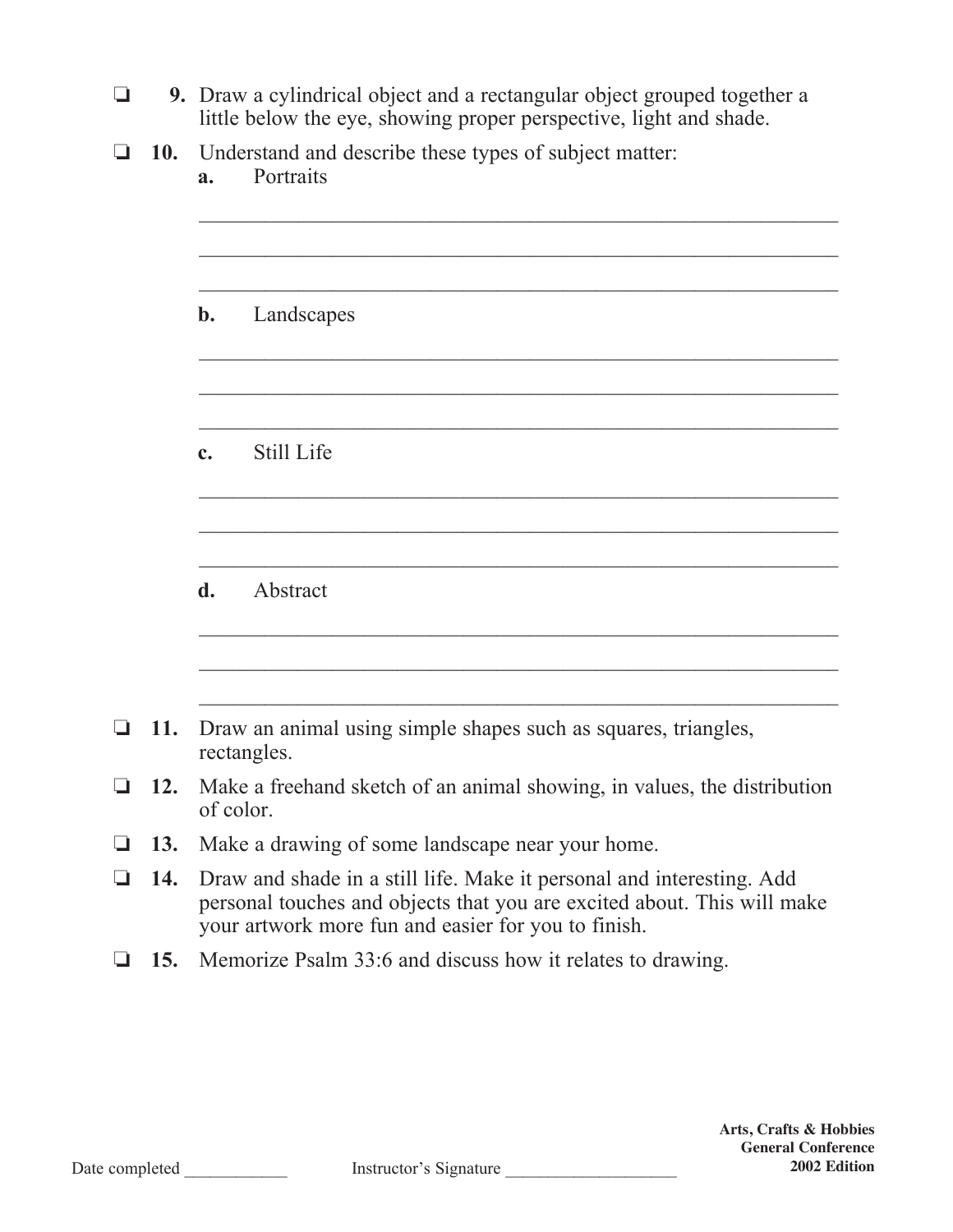❏ **9.** Draw a cylindrical object and a rectangular object grouped together a little below the eye, showing proper perspective, light and shade.

❏ **10.** Understand and describe these types of subject matter:

**a.** Portraits

______________________________________________________________

______________________________________________________________

______________________________________________________________

**b.** Landscapes

______________________________________________________________

______________________________________________________________

______________________________________________________________

**c.** Still Life

______________________________________________________________

______________________________________________________________

______________________________________________________________

**d.** Abstract

______________________________________________________________

______________________________________________________________

______________________________________________________________

❏ **11.** Draw an animal using simple shapes such as squares, triangles, rectangles.

❏ **12.** Make a freehand sketch of an animal showing, in values, the distribution of color.

❏ **13.** Make a drawing of some landscape near your home.

❏ **14.** Draw and shade in a still life. Make it personal and interesting. Add personal touches and objects that you are excited about. This will make your artwork more fun and easier for you to finish.

❏ **15.** Memorize Psalm 33:6 and discuss how it relates to drawing.

Date completed ____________ Instructor's Signature ____________________

**Arts, Crafts & Hobbies**
**General Conference**
**2002 Edition**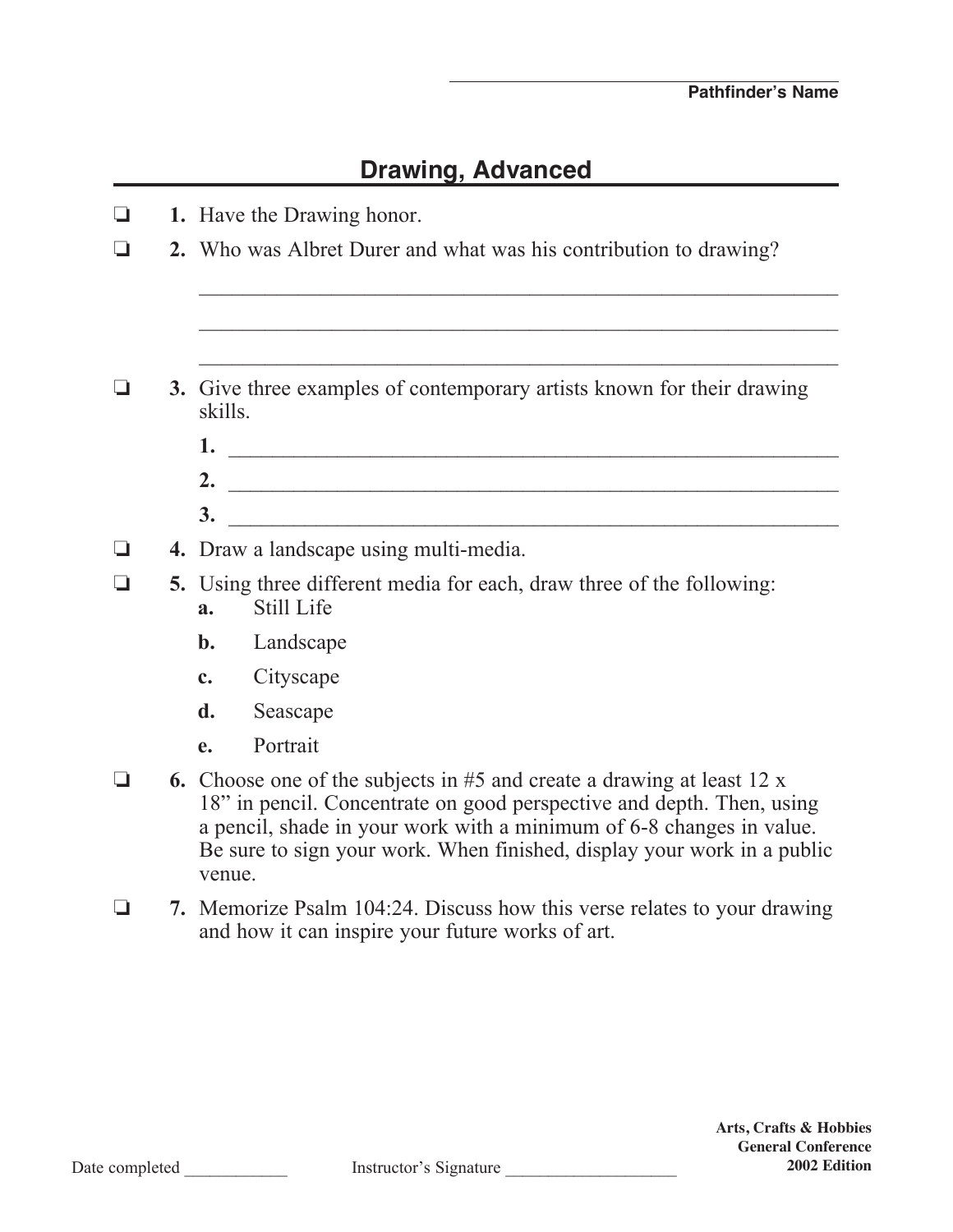Pathfinder's Name: ____________________

## Drawing, Advanced

- ❏ **1.** Have the Drawing honor.
- ❏ **2.** Who was Albret Durer and what was his contribution to drawing?

  ____________________________________________________________

  ____________________________________________________________

  ____________________________________________________________

- ❏ **3.** Give three examples of contemporary artists known for their drawing skills.
  1. ____________________________________________________________
  2. ____________________________________________________________
  3. ____________________________________________________________
- ❏ **4.** Draw a landscape using multi-media.
- ❏ **5.** Using three different media for each, draw three of the following:
  - **a.** Still Life
  - **b.** Landscape
  - **c.** Cityscape
  - **d.** Seascape
  - **e.** Portrait
- ❏ **6.** Choose one of the subjects in #5 and create a drawing at least 12 x 18" in pencil. Concentrate on good perspective and depth. Then, using a pencil, shade in your work with a minimum of 6-8 changes in value. Be sure to sign your work. When finished, display your work in a public venue.
- ❏ **7.** Memorize Psalm 104:24. Discuss how this verse relates to your drawing and how it can inspire your future works of art.

Date completed ____________ Instructor's Signature ____________________

**Arts, Crafts & Hobbies**
**General Conference**
**2002 Edition**